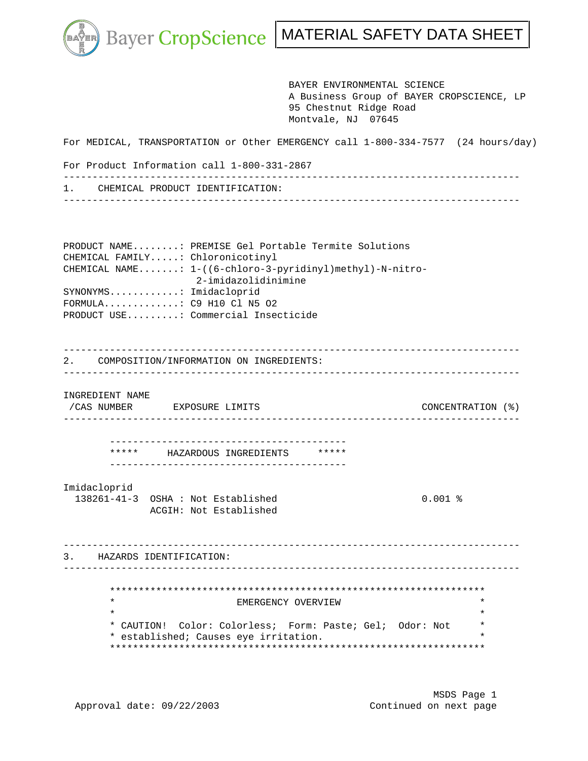Bayer CropScience

# MATERIAL SAFETY DATA SHEET

BAYER ENVIRONMENTAL SCIENCE
A Business Group of BAYER CROPSCIENCE, LP
95 Chestnut Ridge Road
Montvale, NJ 07645

For MEDICAL, TRANSPORTATION or Other EMERGENCY call 1-800-334-7577 (24 hours/day)

For Product Information call 1-800-331-2867

## 1. CHEMICAL PRODUCT IDENTIFICATION:

PRODUCT NAME........: PREMISE Gel Portable Termite Solutions
CHEMICAL FAMILY.....: Chloronicotinyl
CHEMICAL NAME.......: 1-((6-chloro-3-pyridinyl)methyl)-N-nitro-2-imidazolidinimine
SYNONYMS............: Imidacloprid
FORMULA.............: C9 H10 Cl N5 O2
PRODUCT USE.........: Commercial Insecticide

## 2. COMPOSITION/INFORMATION ON INGREDIENTS:

| INGREDIENT NAME /CAS NUMBER | EXPOSURE LIMITS | CONCENTRATION (%) |
|---|---|---|
| ***** HAZARDOUS INGREDIENTS ***** | | |
| Imidacloprid 138261-41-3 | OSHA : Not Established<br>ACGIH: Not Established | 0.001 % |

## 3. HAZARDS IDENTIFICATION:

**EMERGENCY OVERVIEW**

CAUTION! Color: Colorless; Form: Paste; Gel; Odor: Not established; Causes eye irritation.

Approval date: 09/22/2003

Continued on next page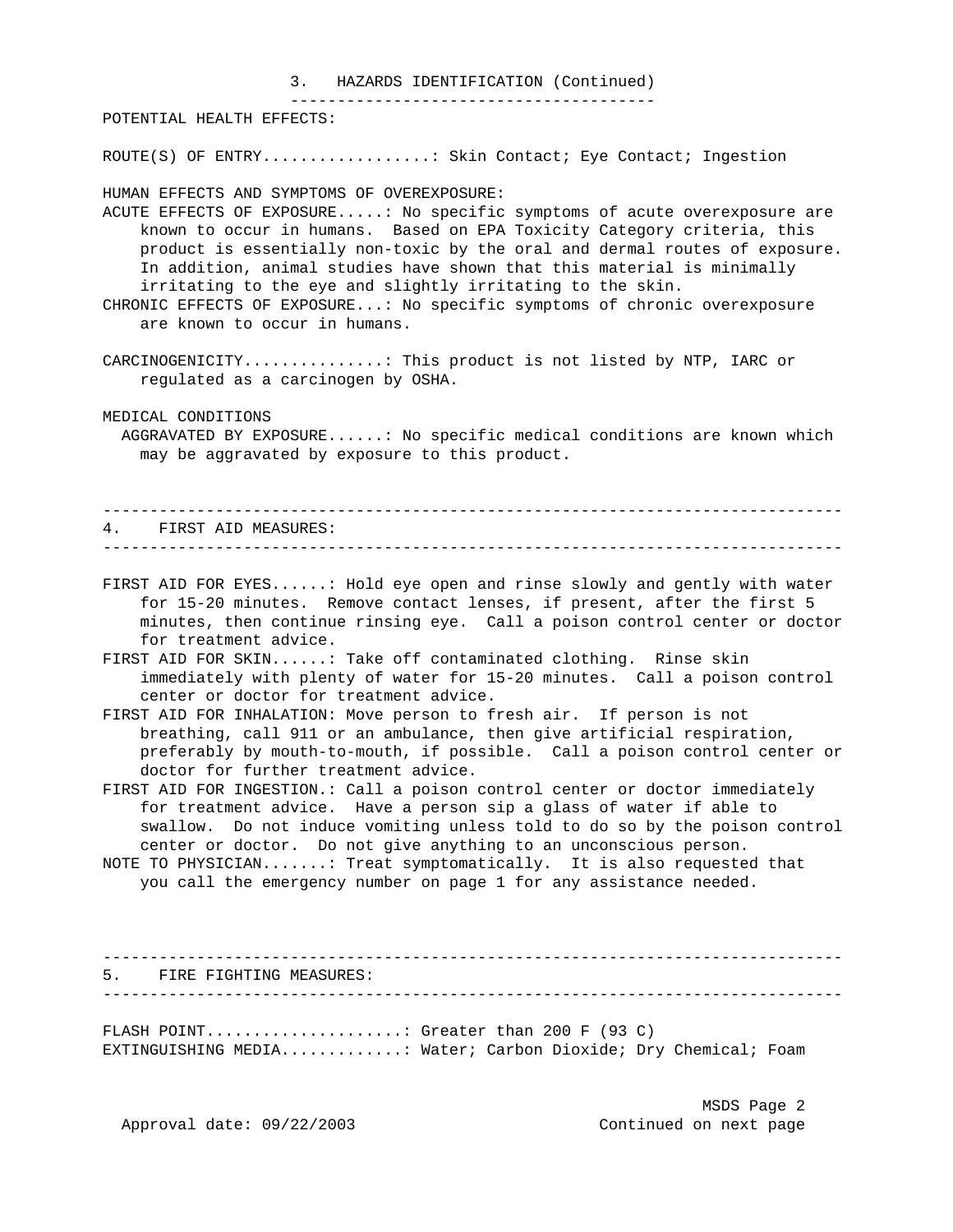## 3. HAZARDS IDENTIFICATION (Continued)

**POTENTIAL HEALTH EFFECTS:**

ROUTE(S) OF ENTRY..................: Skin Contact; Eye Contact; Ingestion

**HUMAN EFFECTS AND SYMPTOMS OF OVEREXPOSURE:**

ACUTE EFFECTS OF EXPOSURE.....: No specific symptoms of acute overexposure are known to occur in humans. Based on EPA Toxicity Category criteria, this product is essentially non-toxic by the oral and dermal routes of exposure. In addition, animal studies have shown that this material is minimally irritating to the eye and slightly irritating to the skin.

CHRONIC EFFECTS OF EXPOSURE...: No specific symptoms of chronic overexposure are known to occur in humans.

CARCINOGENICITY...............: This product is not listed by NTP, IARC or regulated as a carcinogen by OSHA.

MEDICAL CONDITIONS AGGRAVATED BY EXPOSURE......: No specific medical conditions are known which may be aggravated by exposure to this product.

## 4. FIRST AID MEASURES:

FIRST AID FOR EYES......: Hold eye open and rinse slowly and gently with water for 15-20 minutes. Remove contact lenses, if present, after the first 5 minutes, then continue rinsing eye. Call a poison control center or doctor for treatment advice.

FIRST AID FOR SKIN......: Take off contaminated clothing. Rinse skin immediately with plenty of water for 15-20 minutes. Call a poison control center or doctor for treatment advice.

FIRST AID FOR INHALATION: Move person to fresh air. If person is not breathing, call 911 or an ambulance, then give artificial respiration, preferably by mouth-to-mouth, if possible. Call a poison control center or doctor for further treatment advice.

FIRST AID FOR INGESTION.: Call a poison control center or doctor immediately for treatment advice. Have a person sip a glass of water if able to swallow. Do not induce vomiting unless told to do so by the poison control center or doctor. Do not give anything to an unconscious person.

NOTE TO PHYSICIAN.......: Treat symptomatically. It is also requested that you call the emergency number on page 1 for any assistance needed.

## 5. FIRE FIGHTING MEASURES:

FLASH POINT.....................: Greater than 200 F (93 C)

EXTINGUISHING MEDIA.............: Water; Carbon Dioxide; Dry Chemical; Foam

Approval date: 09/22/2003 — Continued on next page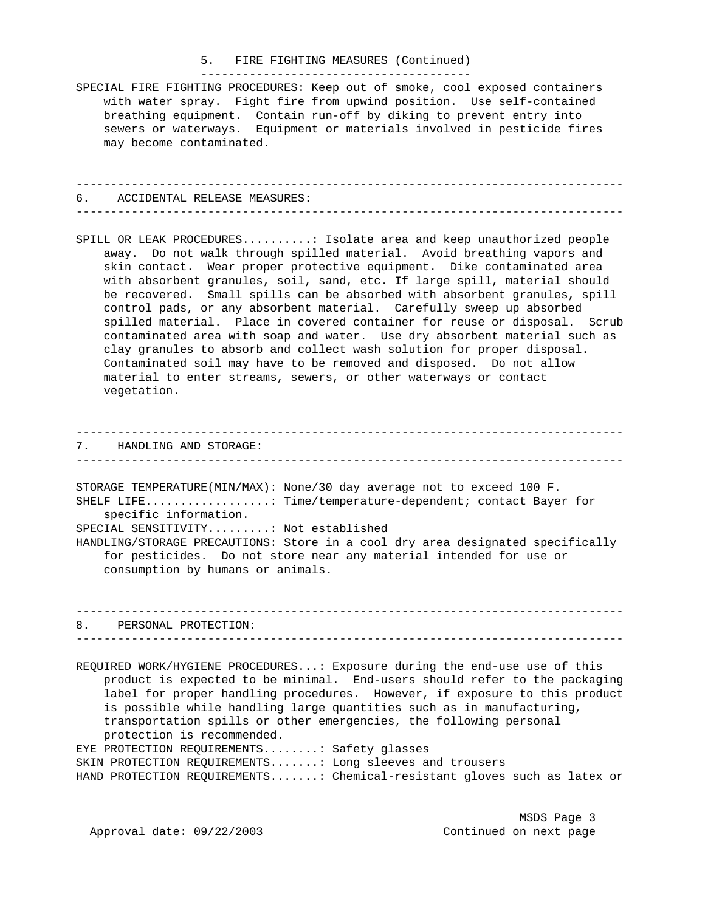## 5. FIRE FIGHTING MEASURES (Continued)

SPECIAL FIRE FIGHTING PROCEDURES: Keep out of smoke, cool exposed containers with water spray. Fight fire from upwind position. Use self-contained breathing equipment. Contain run-off by diking to prevent entry into sewers or waterways. Equipment or materials involved in pesticide fires may become contaminated.

## 6. ACCIDENTAL RELEASE MEASURES:

SPILL OR LEAK PROCEDURES..........: Isolate area and keep unauthorized people away. Do not walk through spilled material. Avoid breathing vapors and skin contact. Wear proper protective equipment. Dike contaminated area with absorbent granules, soil, sand, etc. If large spill, material should be recovered. Small spills can be absorbed with absorbent granules, spill control pads, or any absorbent material. Carefully sweep up absorbed spilled material. Place in covered container for reuse or disposal. Scrub contaminated area with soap and water. Use dry absorbent material such as clay granules to absorb and collect wash solution for proper disposal. Contaminated soil may have to be removed and disposed. Do not allow material to enter streams, sewers, or other waterways or contact vegetation.

## 7. HANDLING AND STORAGE:

STORAGE TEMPERATURE(MIN/MAX): None/30 day average not to exceed 100 F.

SHELF LIFE..................: Time/temperature-dependent; contact Bayer for specific information.

SPECIAL SENSITIVITY.........: Not established

HANDLING/STORAGE PRECAUTIONS: Store in a cool dry area designated specifically for pesticides. Do not store near any material intended for use or consumption by humans or animals.

## 8. PERSONAL PROTECTION:

REQUIRED WORK/HYGIENE PROCEDURES...: Exposure during the end-use use of this product is expected to be minimal. End-users should refer to the packaging label for proper handling procedures. However, if exposure to this product is possible while handling large quantities such as in manufacturing, transportation spills or other emergencies, the following personal protection is recommended.

EYE PROTECTION REQUIREMENTS........: Safety glasses

SKIN PROTECTION REQUIREMENTS.......: Long sleeves and trousers

HAND PROTECTION REQUIREMENTS.......: Chemical-resistant gloves such as latex or

Approval date: 09/22/2003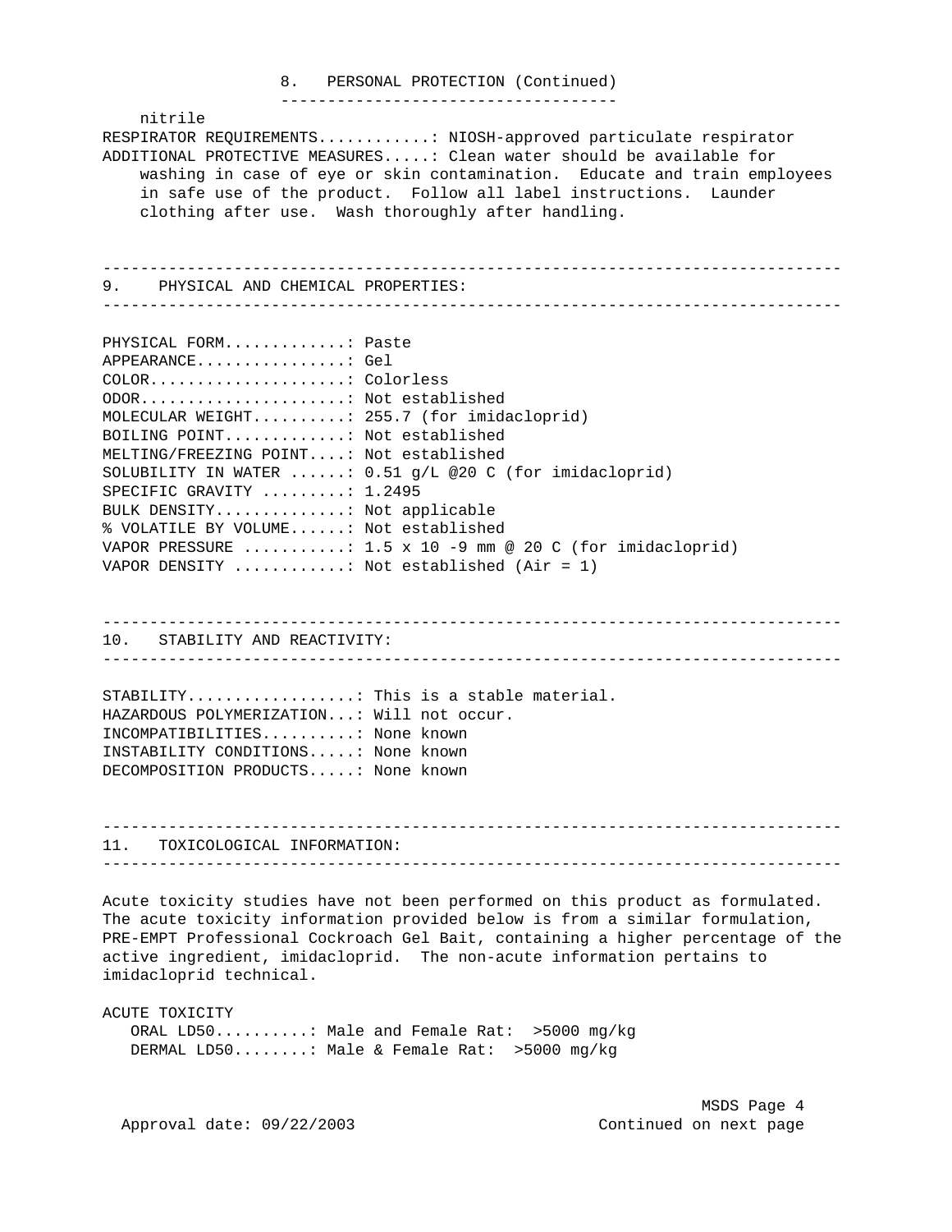## 8. PERSONAL PROTECTION (Continued)

nitrile

RESPIRATOR REQUIREMENTS............: NIOSH-approved particulate respirator

ADDITIONAL PROTECTIVE MEASURES.....: Clean water should be available for washing in case of eye or skin contamination. Educate and train employees in safe use of the product. Follow all label instructions. Launder clothing after use. Wash thoroughly after handling.

## 9. PHYSICAL AND CHEMICAL PROPERTIES:

PHYSICAL FORM.............: Paste
APPEARANCE................: Gel
COLOR.....................: Colorless
ODOR......................: Not established
MOLECULAR WEIGHT..........: 255.7 (for imidacloprid)
BOILING POINT.............: Not established
MELTING/FREEZING POINT....: Not established
SOLUBILITY IN WATER ......: 0.51 g/L @20 C (for imidacloprid)
SPECIFIC GRAVITY .........: 1.2495
BULK DENSITY..............: Not applicable
% VOLATILE BY VOLUME......: Not established
VAPOR PRESSURE ...........: $1.5 \times 10^{-9}$ mm @ 20 C (for imidacloprid)
VAPOR DENSITY ............: Not established (Air = 1)

## 10. STABILITY AND REACTIVITY:

STABILITY..................: This is a stable material.
HAZARDOUS POLYMERIZATION...: Will not occur.
INCOMPATIBILITIES..........: None known
INSTABILITY CONDITIONS.....: None known
DECOMPOSITION PRODUCTS.....: None known

## 11. TOXICOLOGICAL INFORMATION:

Acute toxicity studies have not been performed on this product as formulated. The acute toxicity information provided below is from a similar formulation, PRE-EMPT Professional Cockroach Gel Bait, containing a higher percentage of the active ingredient, imidacloprid. The non-acute information pertains to imidacloprid technical.

ACUTE TOXICITY

ORAL LD50..........: Male and Female Rat: >5000 mg/kg
DERMAL LD50........: Male & Female Rat: >5000 mg/kg

Approval date: 09/22/2003

Continued on next page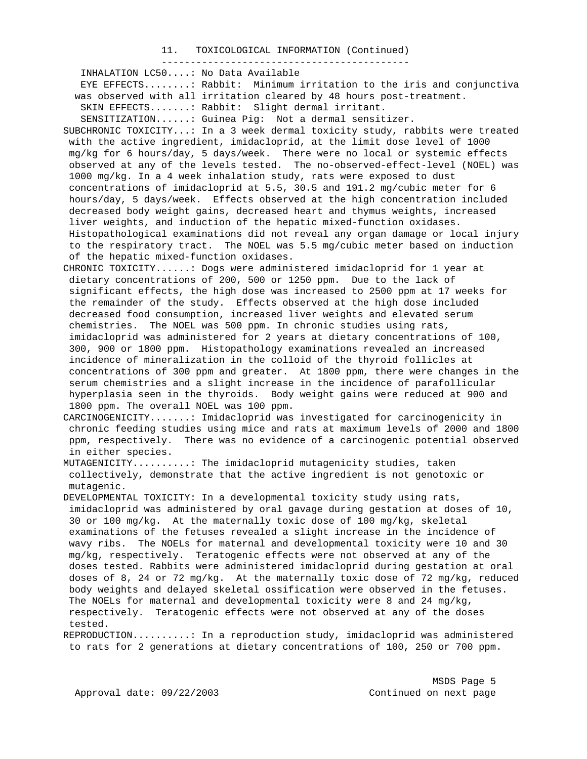## 11. TOXICOLOGICAL INFORMATION (Continued)

INHALATION LC50....: No Data Available

EYE EFFECTS........: Rabbit: Minimum irritation to the iris and conjunctiva was observed with all irritation cleared by 48 hours post-treatment.

SKIN EFFECTS.......: Rabbit: Slight dermal irritant.

SENSITIZATION......: Guinea Pig: Not a dermal sensitizer.

SUBCHRONIC TOXICITY...: In a 3 week dermal toxicity study, rabbits were treated with the active ingredient, imidacloprid, at the limit dose level of 1000 mg/kg for 6 hours/day, 5 days/week. There were no local or systemic effects observed at any of the levels tested. The no-observed-effect-level (NOEL) was 1000 mg/kg. In a 4 week inhalation study, rats were exposed to dust concentrations of imidacloprid at 5.5, 30.5 and 191.2 mg/cubic meter for 6 hours/day, 5 days/week. Effects observed at the high concentration included decreased body weight gains, decreased heart and thymus weights, increased liver weights, and induction of the hepatic mixed-function oxidases. Histopathological examinations did not reveal any organ damage or local injury to the respiratory tract. The NOEL was 5.5 mg/cubic meter based on induction of the hepatic mixed-function oxidases.

CHRONIC TOXICITY......: Dogs were administered imidacloprid for 1 year at dietary concentrations of 200, 500 or 1250 ppm. Due to the lack of significant effects, the high dose was increased to 2500 ppm at 17 weeks for the remainder of the study. Effects observed at the high dose included decreased food consumption, increased liver weights and elevated serum chemistries. The NOEL was 500 ppm. In chronic studies using rats, imidacloprid was administered for 2 years at dietary concentrations of 100, 300, 900 or 1800 ppm. Histopathology examinations revealed an increased incidence of mineralization in the colloid of the thyroid follicles at concentrations of 300 ppm and greater. At 1800 ppm, there were changes in the serum chemistries and a slight increase in the incidence of parafollicular hyperplasia seen in the thyroids. Body weight gains were reduced at 900 and 1800 ppm. The overall NOEL was 100 ppm.

CARCINOGENICITY.......: Imidacloprid was investigated for carcinogenicity in chronic feeding studies using mice and rats at maximum levels of 2000 and 1800 ppm, respectively. There was no evidence of a carcinogenic potential observed in either species.

MUTAGENICITY..........: The imidacloprid mutagenicity studies, taken collectively, demonstrate that the active ingredient is not genotoxic or mutagenic.

DEVELOPMENTAL TOXICITY: In a developmental toxicity study using rats, imidacloprid was administered by oral gavage during gestation at doses of 10, 30 or 100 mg/kg. At the maternally toxic dose of 100 mg/kg, skeletal examinations of the fetuses revealed a slight increase in the incidence of wavy ribs. The NOELs for maternal and developmental toxicity were 10 and 30 mg/kg, respectively. Teratogenic effects were not observed at any of the doses tested. Rabbits were administered imidacloprid during gestation at oral doses of 8, 24 or 72 mg/kg. At the maternally toxic dose of 72 mg/kg, reduced body weights and delayed skeletal ossification were observed in the fetuses. The NOELs for maternal and developmental toxicity were 8 and 24 mg/kg, respectively. Teratogenic effects were not observed at any of the doses tested.

REPRODUCTION..........: In a reproduction study, imidacloprid was administered to rats for 2 generations at dietary concentrations of 100, 250 or 700 ppm.

Approval date: 09/22/2003

Continued on next page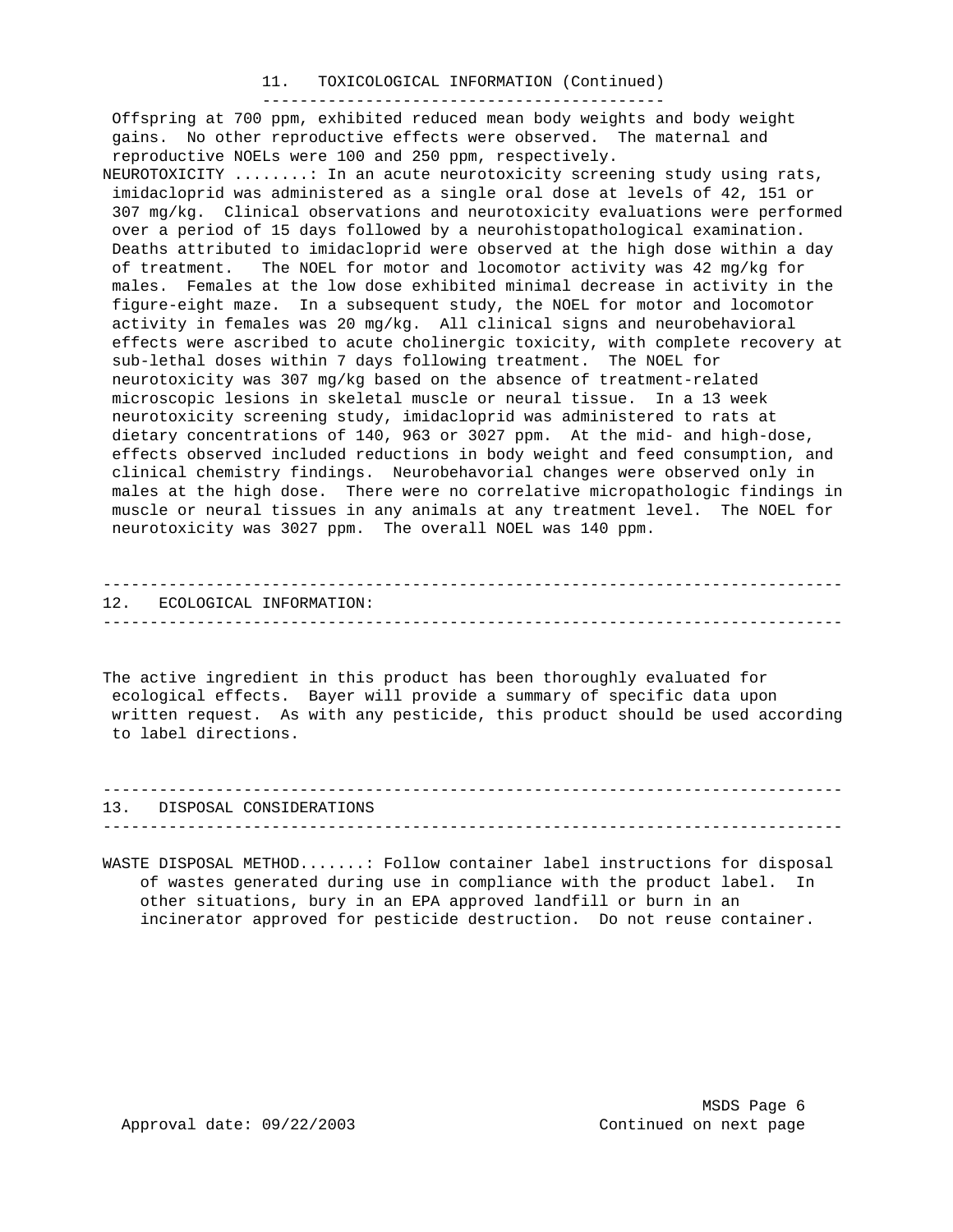## 11. TOXICOLOGICAL INFORMATION (Continued)

Offspring at 700 ppm, exhibited reduced mean body weights and body weight gains. No other reproductive effects were observed. The maternal and reproductive NOELs were 100 and 250 ppm, respectively.

NEUROTOXICITY ........: In an acute neurotoxicity screening study using rats, imidacloprid was administered as a single oral dose at levels of 42, 151 or 307 mg/kg. Clinical observations and neurotoxicity evaluations were performed over a period of 15 days followed by a neurohistopathological examination. Deaths attributed to imidacloprid were observed at the high dose within a day of treatment. The NOEL for motor and locomotor activity was 42 mg/kg for males. Females at the low dose exhibited minimal decrease in activity in the figure-eight maze. In a subsequent study, the NOEL for motor and locomotor activity in females was 20 mg/kg. All clinical signs and neurobehavioral effects were ascribed to acute cholinergic toxicity, with complete recovery at sub-lethal doses within 7 days following treatment. The NOEL for neurotoxicity was 307 mg/kg based on the absence of treatment-related microscopic lesions in skeletal muscle or neural tissue. In a 13 week neurotoxicity screening study, imidacloprid was administered to rats at dietary concentrations of 140, 963 or 3027 ppm. At the mid- and high-dose, effects observed included reductions in body weight and feed consumption, and clinical chemistry findings. Neurobehavorial changes were observed only in males at the high dose. There were no correlative micropathologic findings in muscle or neural tissues in any animals at any treatment level. The NOEL for neurotoxicity was 3027 ppm. The overall NOEL was 140 ppm.

## 12. ECOLOGICAL INFORMATION:

The active ingredient in this product has been thoroughly evaluated for ecological effects. Bayer will provide a summary of specific data upon written request. As with any pesticide, this product should be used according to label directions.

## 13. DISPOSAL CONSIDERATIONS

WASTE DISPOSAL METHOD.......: Follow container label instructions for disposal of wastes generated during use in compliance with the product label. In other situations, bury in an EPA approved landfill or burn in an incinerator approved for pesticide destruction. Do not reuse container.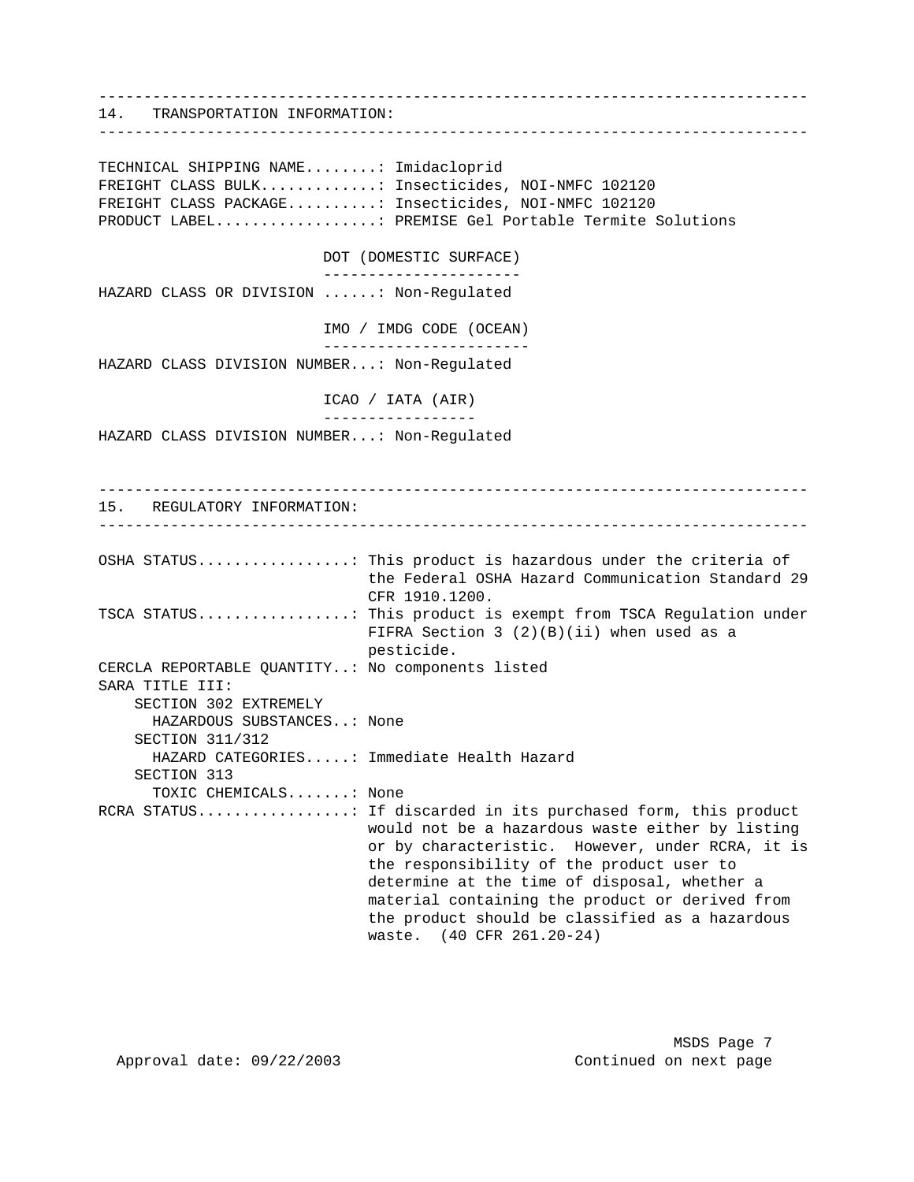## 14. TRANSPORTATION INFORMATION:

TECHNICAL SHIPPING NAME........: Imidacloprid
FREIGHT CLASS BULK............: Insecticides, NOI-NMFC 102120
FREIGHT CLASS PACKAGE.........: Insecticides, NOI-NMFC 102120
PRODUCT LABEL.................: PREMISE Gel Portable Termite Solutions

### DOT (DOMESTIC SURFACE)

HAZARD CLASS OR DIVISION ......: Non-Regulated

### IMO / IMDG CODE (OCEAN)

HAZARD CLASS DIVISION NUMBER...: Non-Regulated

### ICAO / IATA (AIR)

HAZARD CLASS DIVISION NUMBER...: Non-Regulated

## 15. REGULATORY INFORMATION:

OSHA STATUS.................: This product is hazardous under the criteria of the Federal OSHA Hazard Communication Standard 29 CFR 1910.1200.

TSCA STATUS.................: This product is exempt from TSCA Regulation under FIFRA Section 3 (2)(B)(ii) when used as a pesticide.

CERCLA REPORTABLE QUANTITY..: No components listed

SARA TITLE III:

- SECTION 302 EXTREMELY HAZARDOUS SUBSTANCES..: None
- SECTION 311/312 HAZARD CATEGORIES.....: Immediate Health Hazard
- SECTION 313 TOXIC CHEMICALS.......: None

RCRA STATUS.................: If discarded in its purchased form, this product would not be a hazardous waste either by listing or by characteristic. However, under RCRA, it is the responsibility of the product user to determine at the time of disposal, whether a material containing the product or derived from the product should be classified as a hazardous waste. (40 CFR 261.20-24)

Approval date: 09/22/2003

Continued on next page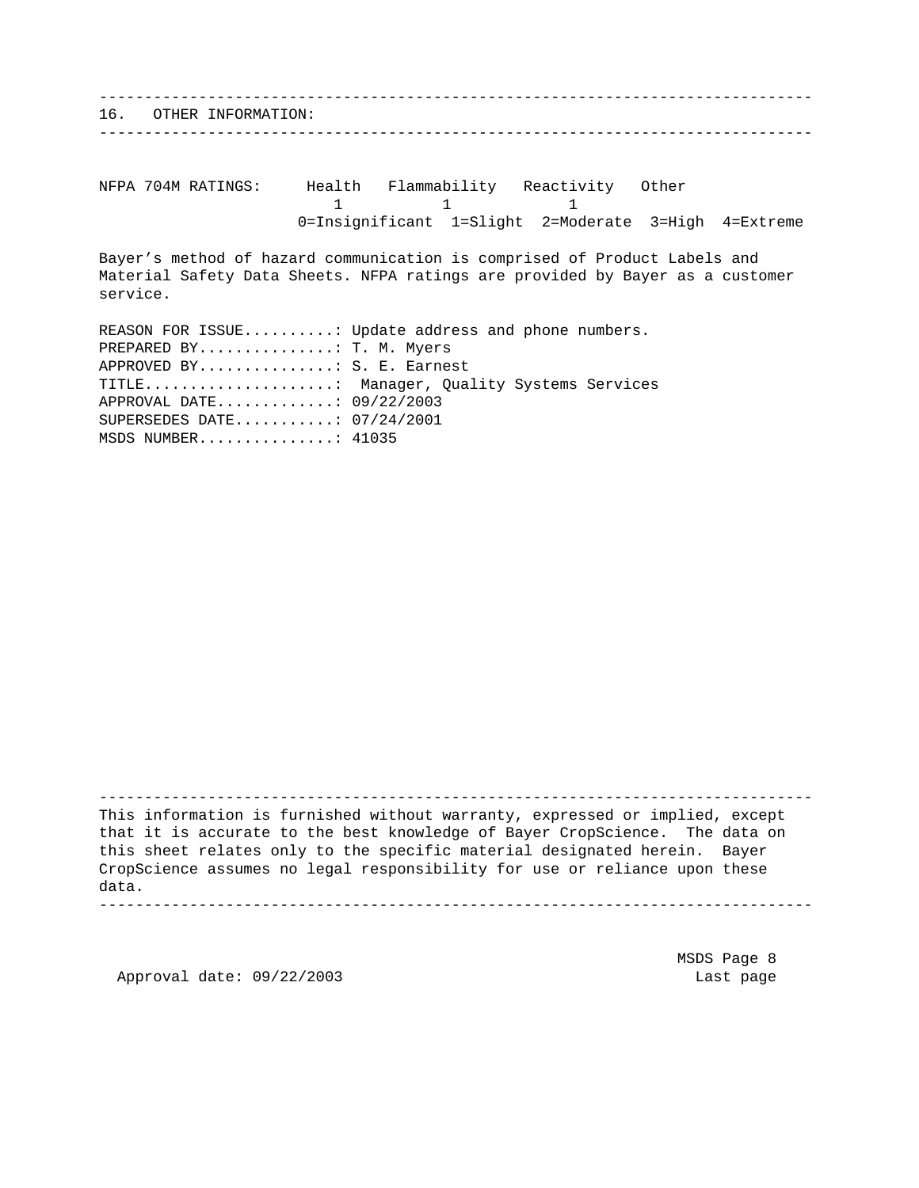## 16. OTHER INFORMATION:

NFPA 704M RATINGS:

| Health | Flammability | Reactivity | Other |
|---|---|---|---|
| 1 | 1 | 1 | |

0=Insignificant 1=Slight 2=Moderate 3=High 4=Extreme

Bayer's method of hazard communication is comprised of Product Labels and Material Safety Data Sheets. NFPA ratings are provided by Bayer as a customer service.

REASON FOR ISSUE..........: Update address and phone numbers.
PREPARED BY...............: T. M. Myers
APPROVED BY...............: S. E. Earnest
TITLE.....................: Manager, Quality Systems Services
APPROVAL DATE.............: 09/22/2003
SUPERSEDES DATE...........: 07/24/2001
MSDS NUMBER...............: 41035

---

This information is furnished without warranty, expressed or implied, except that it is accurate to the best knowledge of Bayer CropScience. The data on this sheet relates only to the specific material designated herein. Bayer CropScience assumes no legal responsibility for use or reliance upon these data.

---

Last page